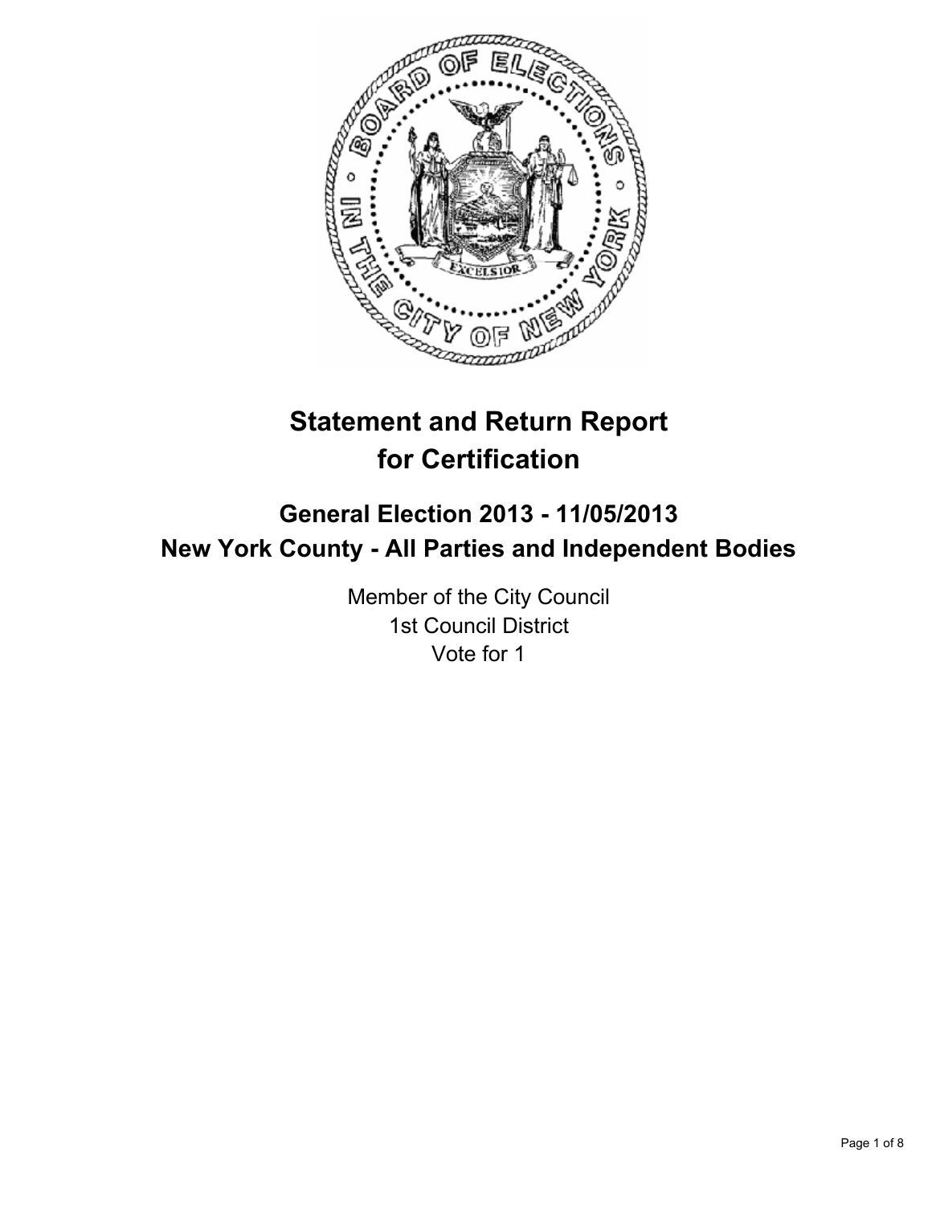# Statement and Return Report for Certification

## General Election 2013 - 11/05/2013
## New York County - All Parties and Independent Bodies

Member of the City Council
1st Council District
Vote for 1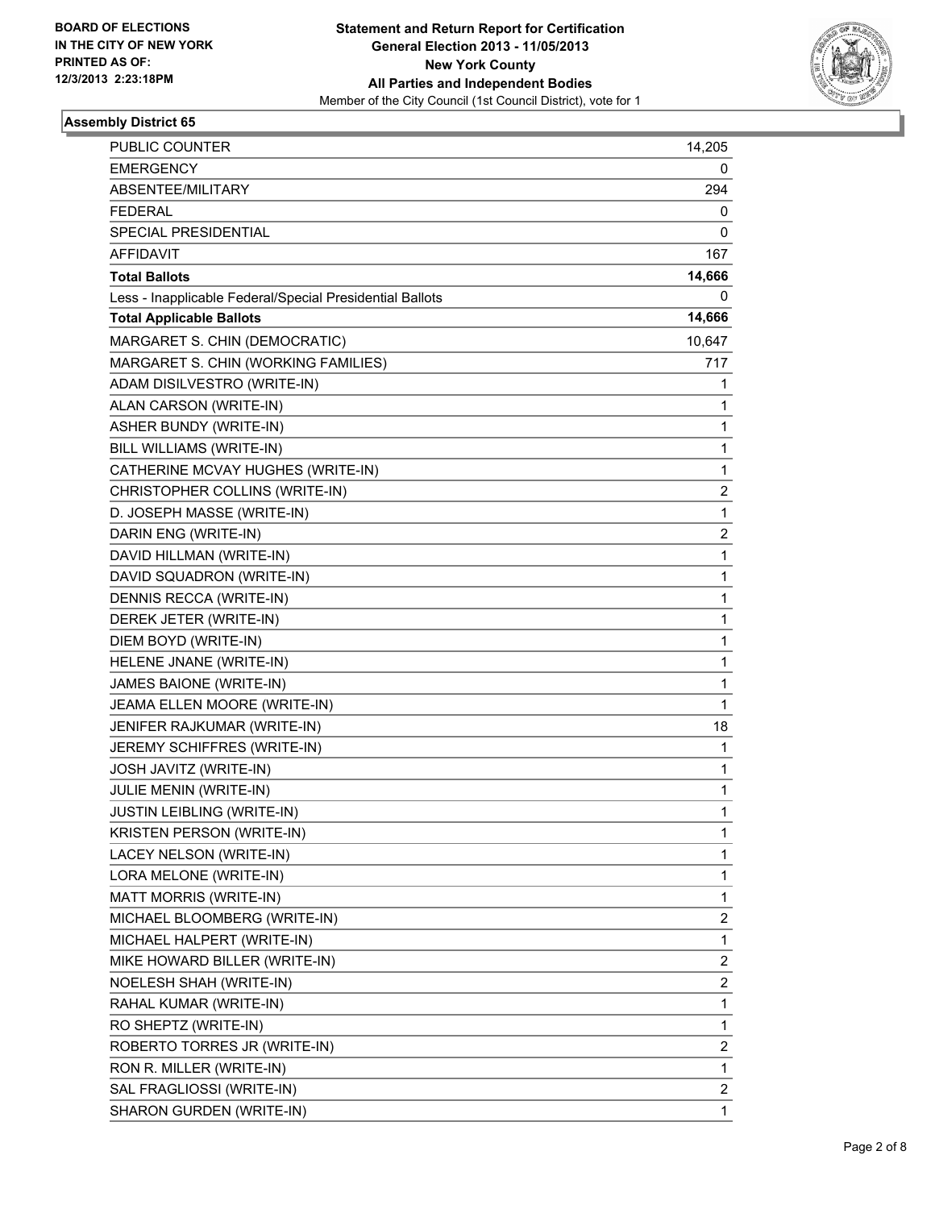**BOARD OF ELECTIONS IN THE CITY OF NEW YORK PRINTED AS OF: 12/3/2013 2:23:18PM**

**Statement and Return Report for Certification General Election 2013 - 11/05/2013 New York County All Parties and Independent Bodies**

Member of the City Council (1st Council District), vote for 1

### Assembly District 65

| | |
|---|---|
| PUBLIC COUNTER | 14,205 |
| EMERGENCY | 0 |
| ABSENTEE/MILITARY | 294 |
| FEDERAL | 0 |
| SPECIAL PRESIDENTIAL | 0 |
| AFFIDAVIT | 167 |
| **Total Ballots** | **14,666** |
| Less - Inapplicable Federal/Special Presidential Ballots | 0 |
| **Total Applicable Ballots** | **14,666** |
| MARGARET S. CHIN (DEMOCRATIC) | 10,647 |
| MARGARET S. CHIN (WORKING FAMILIES) | 717 |
| ADAM DISILVESTRO (WRITE-IN) | 1 |
| ALAN CARSON (WRITE-IN) | 1 |
| ASHER BUNDY (WRITE-IN) | 1 |
| BILL WILLIAMS (WRITE-IN) | 1 |
| CATHERINE MCVAY HUGHES (WRITE-IN) | 1 |
| CHRISTOPHER COLLINS (WRITE-IN) | 2 |
| D. JOSEPH MASSE (WRITE-IN) | 1 |
| DARIN ENG (WRITE-IN) | 2 |
| DAVID HILLMAN (WRITE-IN) | 1 |
| DAVID SQUADRON (WRITE-IN) | 1 |
| DENNIS RECCA (WRITE-IN) | 1 |
| DEREK JETER (WRITE-IN) | 1 |
| DIEM BOYD (WRITE-IN) | 1 |
| HELENE JNANE (WRITE-IN) | 1 |
| JAMES BAIONE (WRITE-IN) | 1 |
| JEAMA ELLEN MOORE (WRITE-IN) | 1 |
| JENIFER RAJKUMAR (WRITE-IN) | 18 |
| JEREMY SCHIFFRES (WRITE-IN) | 1 |
| JOSH JAVITZ (WRITE-IN) | 1 |
| JULIE MENIN (WRITE-IN) | 1 |
| JUSTIN LEIBLING (WRITE-IN) | 1 |
| KRISTEN PERSON (WRITE-IN) | 1 |
| LACEY NELSON (WRITE-IN) | 1 |
| LORA MELONE (WRITE-IN) | 1 |
| MATT MORRIS (WRITE-IN) | 1 |
| MICHAEL BLOOMBERG (WRITE-IN) | 2 |
| MICHAEL HALPERT (WRITE-IN) | 1 |
| MIKE HOWARD BILLER (WRITE-IN) | 2 |
| NOELESH SHAH (WRITE-IN) | 2 |
| RAHAL KUMAR (WRITE-IN) | 1 |
| RO SHEPTZ (WRITE-IN) | 1 |
| ROBERTO TORRES JR (WRITE-IN) | 2 |
| RON R. MILLER (WRITE-IN) | 1 |
| SAL FRAGLIOSSI (WRITE-IN) | 2 |
| SHARON GURDEN (WRITE-IN) | 1 |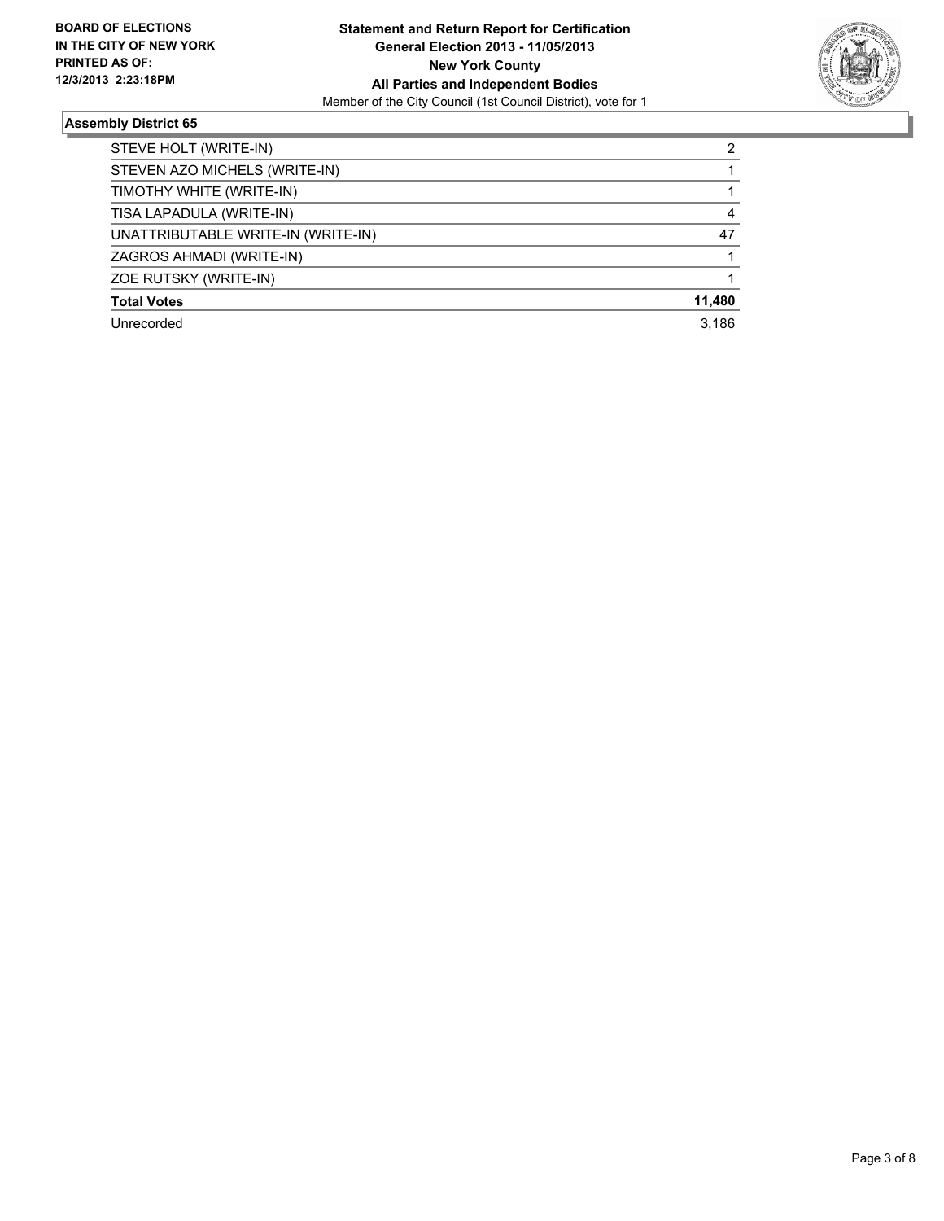**BOARD OF ELECTIONS IN THE CITY OF NEW YORK PRINTED AS OF: 12/3/2013 2:23:18PM**

**Statement and Return Report for Certification General Election 2013 - 11/05/2013 New York County All Parties and Independent Bodies**
Member of the City Council (1st Council District), vote for 1

### Assembly District 65

| | |
|---|---|
| STEVE HOLT (WRITE-IN) | 2 |
| STEVEN AZO MICHELS (WRITE-IN) | 1 |
| TIMOTHY WHITE (WRITE-IN) | 1 |
| TISA LAPADULA (WRITE-IN) | 4 |
| UNATTRIBUTABLE WRITE-IN (WRITE-IN) | 47 |
| ZAGROS AHMADI (WRITE-IN) | 1 |
| ZOE RUTSKY (WRITE-IN) | 1 |
| **Total Votes** | **11,480** |
| Unrecorded | 3,186 |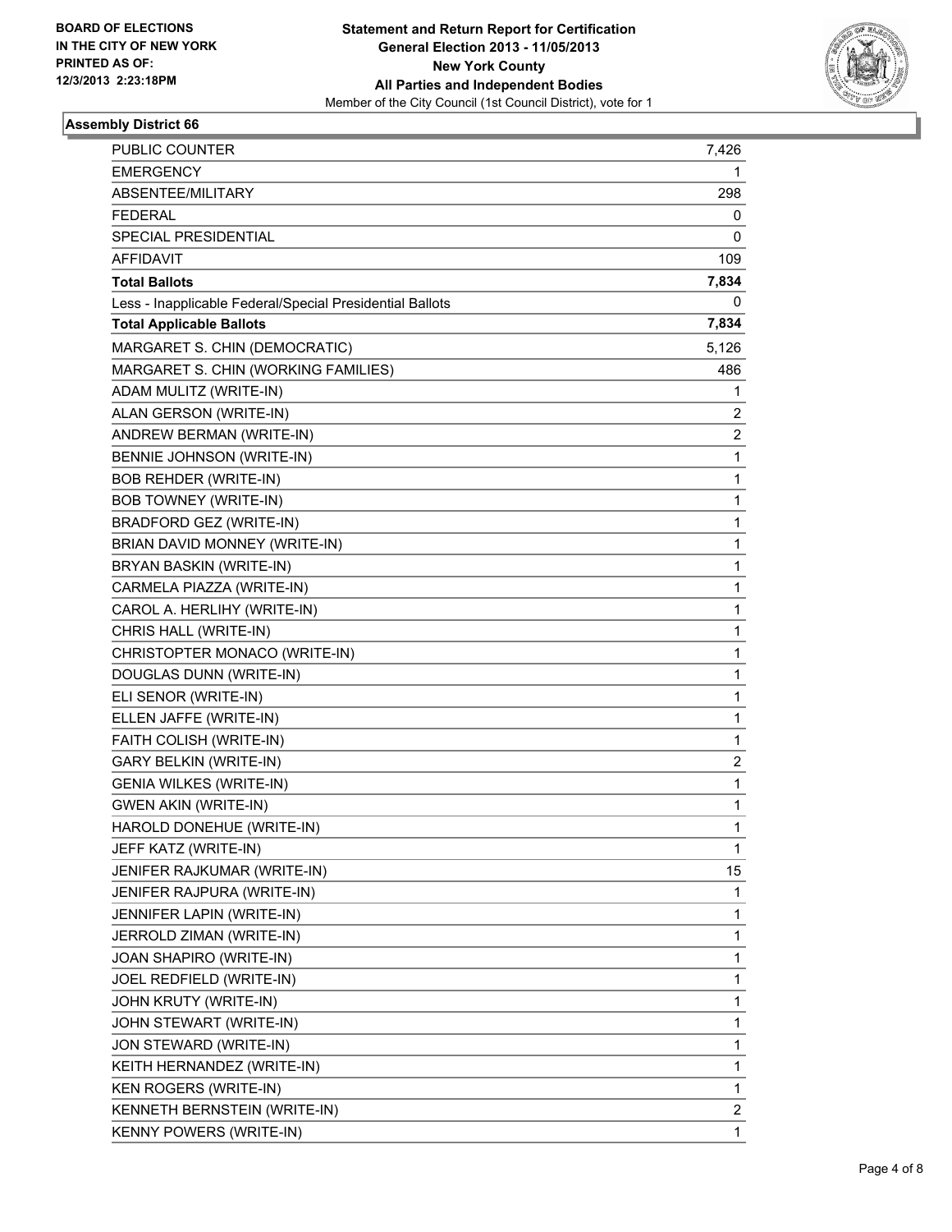**BOARD OF ELECTIONS IN THE CITY OF NEW YORK PRINTED AS OF: 12/3/2013 2:23:18PM**

**Statement and Return Report for Certification General Election 2013 - 11/05/2013 New York County All Parties and Independent Bodies**
Member of the City Council (1st Council District), vote for 1

### Assembly District 66

| | |
|---|---|
| PUBLIC COUNTER | 7,426 |
| EMERGENCY | 1 |
| ABSENTEE/MILITARY | 298 |
| FEDERAL | 0 |
| SPECIAL PRESIDENTIAL | 0 |
| AFFIDAVIT | 109 |
| **Total Ballots** | **7,834** |
| Less - Inapplicable Federal/Special Presidential Ballots | 0 |
| **Total Applicable Ballots** | **7,834** |
| MARGARET S. CHIN (DEMOCRATIC) | 5,126 |
| MARGARET S. CHIN (WORKING FAMILIES) | 486 |
| ADAM MULITZ (WRITE-IN) | 1 |
| ALAN GERSON (WRITE-IN) | 2 |
| ANDREW BERMAN (WRITE-IN) | 2 |
| BENNIE JOHNSON (WRITE-IN) | 1 |
| BOB REHDER (WRITE-IN) | 1 |
| BOB TOWNEY (WRITE-IN) | 1 |
| BRADFORD GEZ (WRITE-IN) | 1 |
| BRIAN DAVID MONNEY (WRITE-IN) | 1 |
| BRYAN BASKIN (WRITE-IN) | 1 |
| CARMELA PIAZZA (WRITE-IN) | 1 |
| CAROL A. HERLIHY (WRITE-IN) | 1 |
| CHRIS HALL (WRITE-IN) | 1 |
| CHRISTOPTER MONACO (WRITE-IN) | 1 |
| DOUGLAS DUNN (WRITE-IN) | 1 |
| ELI SENOR (WRITE-IN) | 1 |
| ELLEN JAFFE (WRITE-IN) | 1 |
| FAITH COLISH (WRITE-IN) | 1 |
| GARY BELKIN (WRITE-IN) | 2 |
| GENIA WILKES (WRITE-IN) | 1 |
| GWEN AKIN (WRITE-IN) | 1 |
| HAROLD DONEHUE (WRITE-IN) | 1 |
| JEFF KATZ (WRITE-IN) | 1 |
| JENIFER RAJKUMAR (WRITE-IN) | 15 |
| JENIFER RAJPURA (WRITE-IN) | 1 |
| JENNIFER LAPIN (WRITE-IN) | 1 |
| JERROLD ZIMAN (WRITE-IN) | 1 |
| JOAN SHAPIRO (WRITE-IN) | 1 |
| JOEL REDFIELD (WRITE-IN) | 1 |
| JOHN KRUTY (WRITE-IN) | 1 |
| JOHN STEWART (WRITE-IN) | 1 |
| JON STEWARD (WRITE-IN) | 1 |
| KEITH HERNANDEZ (WRITE-IN) | 1 |
| KEN ROGERS (WRITE-IN) | 1 |
| KENNETH BERNSTEIN (WRITE-IN) | 2 |
| KENNY POWERS (WRITE-IN) | 1 |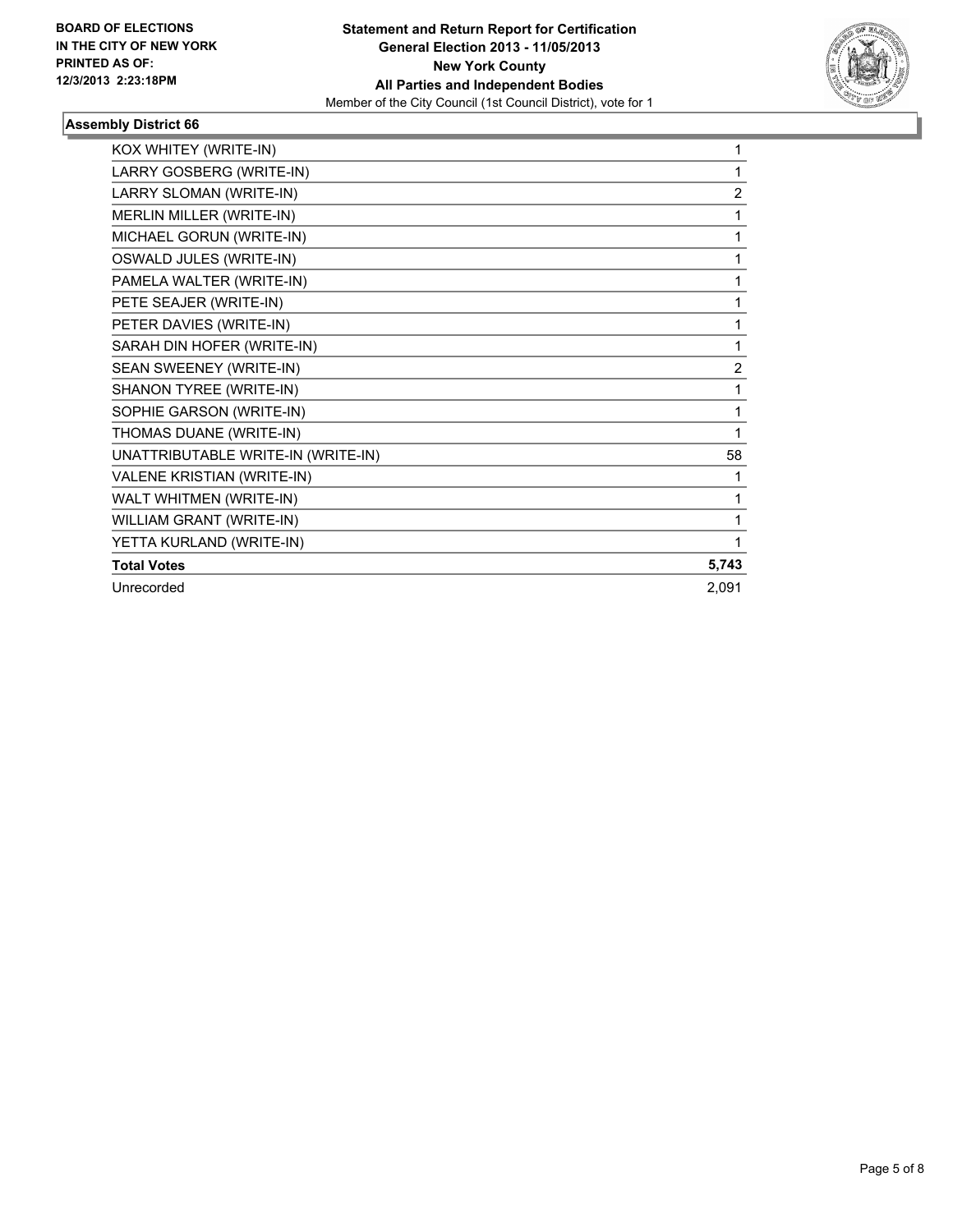**BOARD OF ELECTIONS IN THE CITY OF NEW YORK PRINTED AS OF: 12/3/2013 2:23:18PM**

**Statement and Return Report for Certification**
**General Election 2013 - 11/05/2013**
**New York County**
**All Parties and Independent Bodies**
Member of the City Council (1st Council District), vote for 1

### Assembly District 66

| | |
|---|---|
| KOX WHITEY (WRITE-IN) | 1 |
| LARRY GOSBERG (WRITE-IN) | 1 |
| LARRY SLOMAN (WRITE-IN) | 2 |
| MERLIN MILLER (WRITE-IN) | 1 |
| MICHAEL GORUN (WRITE-IN) | 1 |
| OSWALD JULES (WRITE-IN) | 1 |
| PAMELA WALTER (WRITE-IN) | 1 |
| PETE SEAJER (WRITE-IN) | 1 |
| PETER DAVIES (WRITE-IN) | 1 |
| SARAH DIN HOFER (WRITE-IN) | 1 |
| SEAN SWEENEY (WRITE-IN) | 2 |
| SHANON TYREE (WRITE-IN) | 1 |
| SOPHIE GARSON (WRITE-IN) | 1 |
| THOMAS DUANE (WRITE-IN) | 1 |
| UNATTRIBUTABLE WRITE-IN (WRITE-IN) | 58 |
| VALENE KRISTIAN (WRITE-IN) | 1 |
| WALT WHITMEN (WRITE-IN) | 1 |
| WILLIAM GRANT (WRITE-IN) | 1 |
| YETTA KURLAND (WRITE-IN) | 1 |
| **Total Votes** | **5,743** |
| Unrecorded | 2,091 |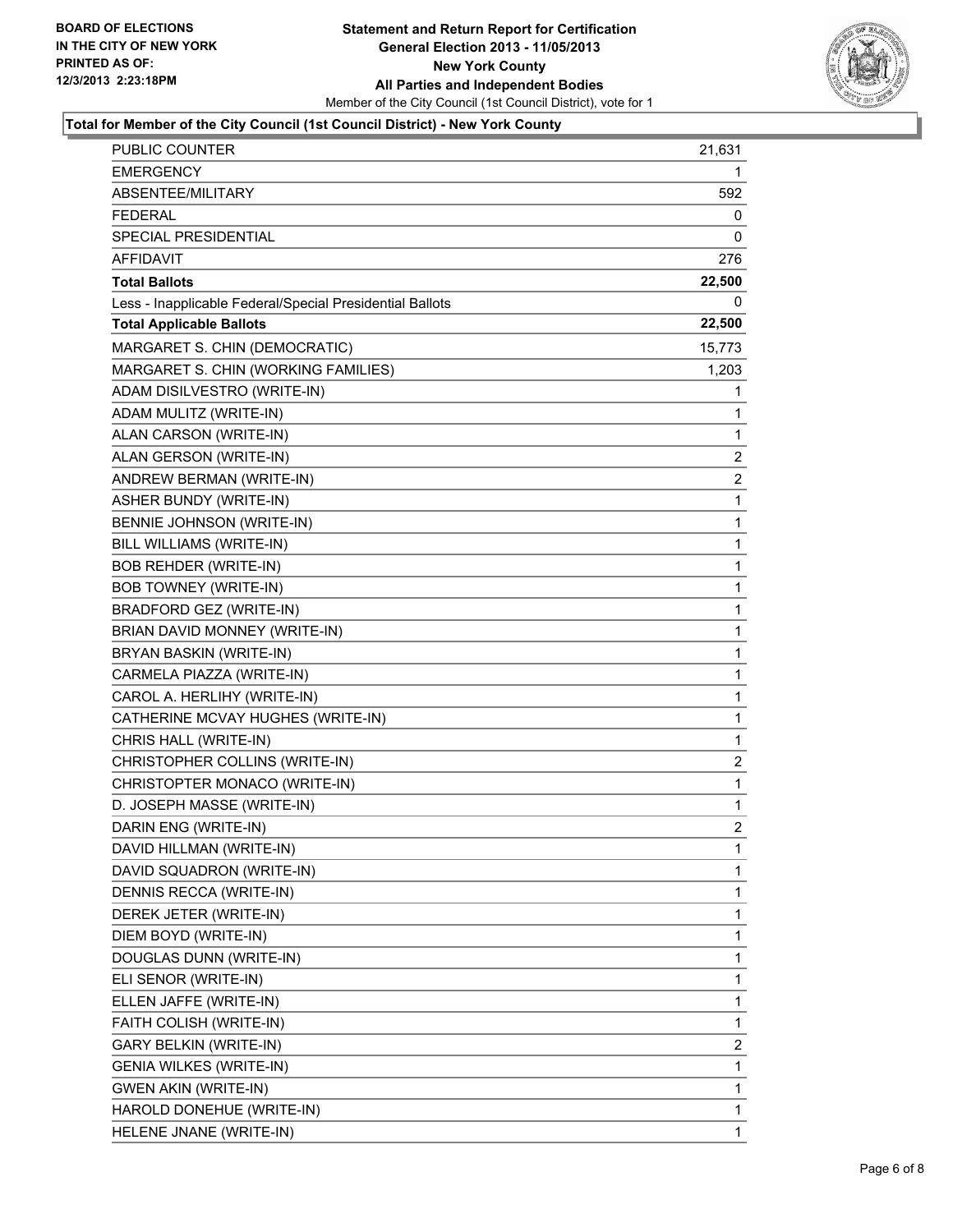**BOARD OF ELECTIONS IN THE CITY OF NEW YORK PRINTED AS OF: 12/3/2013 2:23:18PM**

**Statement and Return Report for Certification General Election 2013 - 11/05/2013 New York County All Parties and Independent Bodies**

Member of the City Council (1st Council District), vote for 1

### Total for Member of the City Council (1st Council District) - New York County

| | |
|---|---|
| PUBLIC COUNTER | 21,631 |
| EMERGENCY | 1 |
| ABSENTEE/MILITARY | 592 |
| FEDERAL | 0 |
| SPECIAL PRESIDENTIAL | 0 |
| AFFIDAVIT | 276 |
| **Total Ballots** | **22,500** |
| Less - Inapplicable Federal/Special Presidential Ballots | 0 |
| **Total Applicable Ballots** | **22,500** |
| MARGARET S. CHIN (DEMOCRATIC) | 15,773 |
| MARGARET S. CHIN (WORKING FAMILIES) | 1,203 |
| ADAM DISILVESTRO (WRITE-IN) | 1 |
| ADAM MULITZ (WRITE-IN) | 1 |
| ALAN CARSON (WRITE-IN) | 1 |
| ALAN GERSON (WRITE-IN) | 2 |
| ANDREW BERMAN (WRITE-IN) | 2 |
| ASHER BUNDY (WRITE-IN) | 1 |
| BENNIE JOHNSON (WRITE-IN) | 1 |
| BILL WILLIAMS (WRITE-IN) | 1 |
| BOB REHDER (WRITE-IN) | 1 |
| BOB TOWNEY (WRITE-IN) | 1 |
| BRADFORD GEZ (WRITE-IN) | 1 |
| BRIAN DAVID MONNEY (WRITE-IN) | 1 |
| BRYAN BASKIN (WRITE-IN) | 1 |
| CARMELA PIAZZA (WRITE-IN) | 1 |
| CAROL A. HERLIHY (WRITE-IN) | 1 |
| CATHERINE MCVAY HUGHES (WRITE-IN) | 1 |
| CHRIS HALL (WRITE-IN) | 1 |
| CHRISTOPHER COLLINS (WRITE-IN) | 2 |
| CHRISTOPTER MONACO (WRITE-IN) | 1 |
| D. JOSEPH MASSE (WRITE-IN) | 1 |
| DARIN ENG (WRITE-IN) | 2 |
| DAVID HILLMAN (WRITE-IN) | 1 |
| DAVID SQUADRON (WRITE-IN) | 1 |
| DENNIS RECCA (WRITE-IN) | 1 |
| DEREK JETER (WRITE-IN) | 1 |
| DIEM BOYD (WRITE-IN) | 1 |
| DOUGLAS DUNN (WRITE-IN) | 1 |
| ELI SENOR (WRITE-IN) | 1 |
| ELLEN JAFFE (WRITE-IN) | 1 |
| FAITH COLISH (WRITE-IN) | 1 |
| GARY BELKIN (WRITE-IN) | 2 |
| GENIA WILKES (WRITE-IN) | 1 |
| GWEN AKIN (WRITE-IN) | 1 |
| HAROLD DONEHUE (WRITE-IN) | 1 |
| HELENE JNANE (WRITE-IN) | 1 |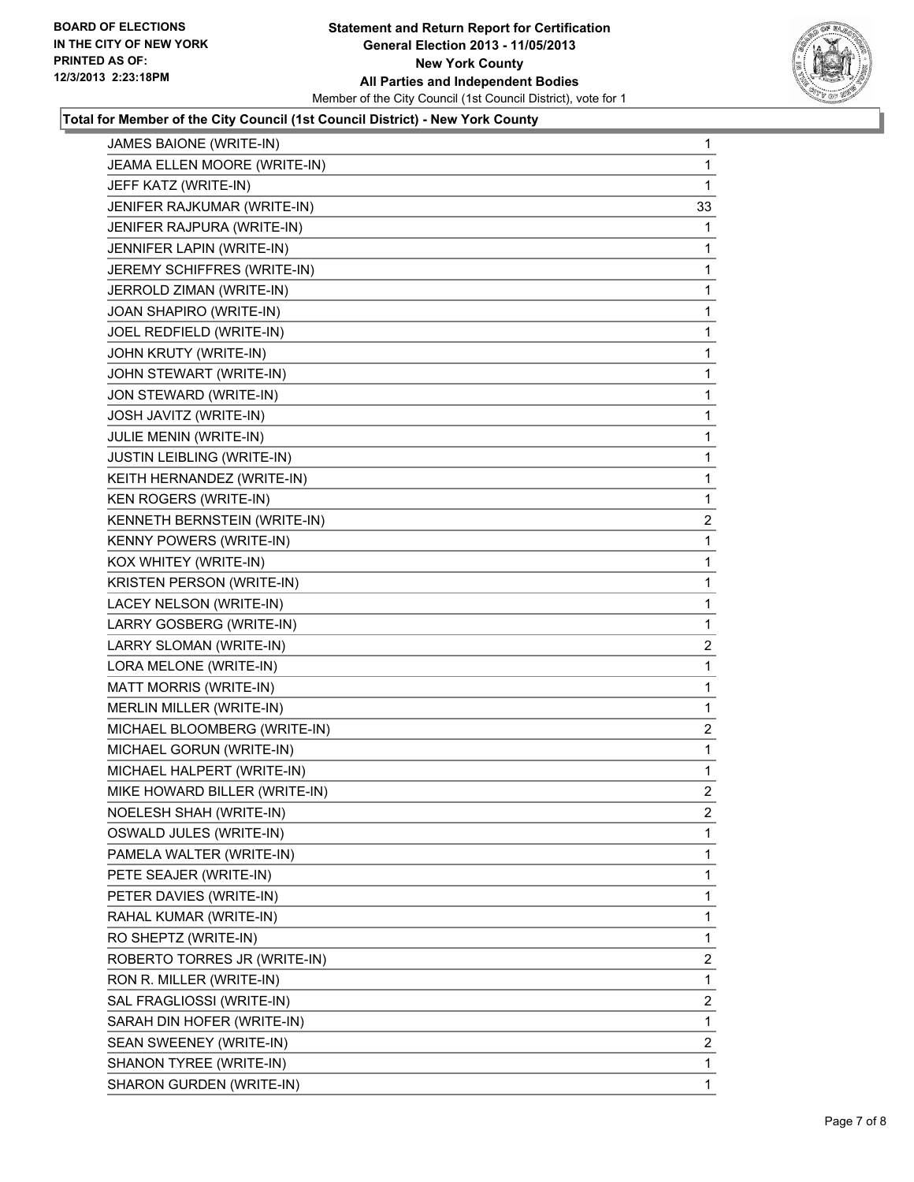**BOARD OF ELECTIONS IN THE CITY OF NEW YORK PRINTED AS OF: 12/3/2013 2:23:18PM**

**Statement and Return Report for Certification General Election 2013 - 11/05/2013 New York County All Parties and Independent Bodies**
Member of the City Council (1st Council District), vote for 1

**Total for Member of the City Council (1st Council District) - New York County**

| | |
|---|---|
| JAMES BAIONE (WRITE-IN) | 1 |
| JEAMA ELLEN MOORE (WRITE-IN) | 1 |
| JEFF KATZ (WRITE-IN) | 1 |
| JENIFER RAJKUMAR (WRITE-IN) | 33 |
| JENIFER RAJPURA (WRITE-IN) | 1 |
| JENNIFER LAPIN (WRITE-IN) | 1 |
| JEREMY SCHIFFRES (WRITE-IN) | 1 |
| JERROLD ZIMAN (WRITE-IN) | 1 |
| JOAN SHAPIRO (WRITE-IN) | 1 |
| JOEL REDFIELD (WRITE-IN) | 1 |
| JOHN KRUTY (WRITE-IN) | 1 |
| JOHN STEWART (WRITE-IN) | 1 |
| JON STEWARD (WRITE-IN) | 1 |
| JOSH JAVITZ (WRITE-IN) | 1 |
| JULIE MENIN (WRITE-IN) | 1 |
| JUSTIN LEIBLING (WRITE-IN) | 1 |
| KEITH HERNANDEZ (WRITE-IN) | 1 |
| KEN ROGERS (WRITE-IN) | 1 |
| KENNETH BERNSTEIN (WRITE-IN) | 2 |
| KENNY POWERS (WRITE-IN) | 1 |
| KOX WHITEY (WRITE-IN) | 1 |
| KRISTEN PERSON (WRITE-IN) | 1 |
| LACEY NELSON (WRITE-IN) | 1 |
| LARRY GOSBERG (WRITE-IN) | 1 |
| LARRY SLOMAN (WRITE-IN) | 2 |
| LORA MELONE (WRITE-IN) | 1 |
| MATT MORRIS (WRITE-IN) | 1 |
| MERLIN MILLER (WRITE-IN) | 1 |
| MICHAEL BLOOMBERG (WRITE-IN) | 2 |
| MICHAEL GORUN (WRITE-IN) | 1 |
| MICHAEL HALPERT (WRITE-IN) | 1 |
| MIKE HOWARD BILLER (WRITE-IN) | 2 |
| NOELESH SHAH (WRITE-IN) | 2 |
| OSWALD JULES (WRITE-IN) | 1 |
| PAMELA WALTER (WRITE-IN) | 1 |
| PETE SEAJER (WRITE-IN) | 1 |
| PETER DAVIES (WRITE-IN) | 1 |
| RAHAL KUMAR (WRITE-IN) | 1 |
| RO SHEPTZ (WRITE-IN) | 1 |
| ROBERTO TORRES JR (WRITE-IN) | 2 |
| RON R. MILLER (WRITE-IN) | 1 |
| SAL FRAGLIOSSI (WRITE-IN) | 2 |
| SARAH DIN HOFER (WRITE-IN) | 1 |
| SEAN SWEENEY (WRITE-IN) | 2 |
| SHANON TYREE (WRITE-IN) | 1 |
| SHARON GURDEN (WRITE-IN) | 1 |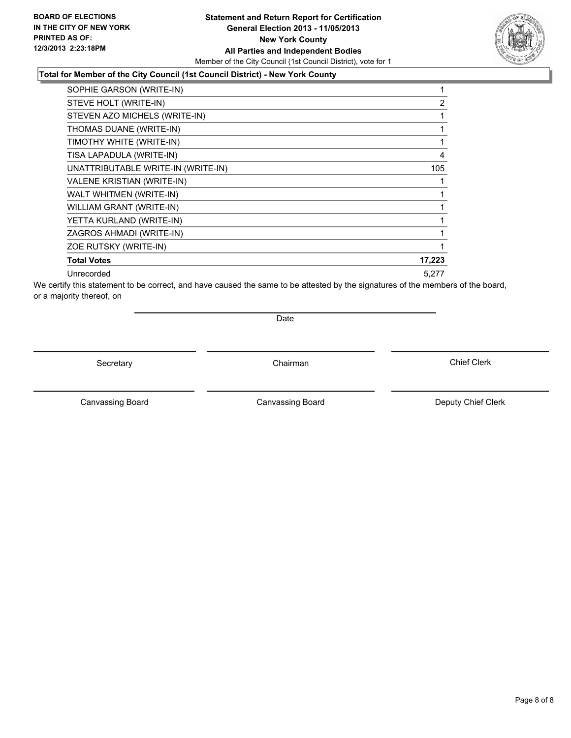**BOARD OF ELECTIONS IN THE CITY OF NEW YORK PRINTED AS OF: 12/3/2013 2:23:18PM**

**Statement and Return Report for Certification General Election 2013 - 11/05/2013 New York County All Parties and Independent Bodies**

Member of the City Council (1st Council District), vote for 1

**Total for Member of the City Council (1st Council District) - New York County**

| | |
|---|---|
| SOPHIE GARSON (WRITE-IN) | 1 |
| STEVE HOLT (WRITE-IN) | 2 |
| STEVEN AZO MICHELS (WRITE-IN) | 1 |
| THOMAS DUANE (WRITE-IN) | 1 |
| TIMOTHY WHITE (WRITE-IN) | 1 |
| TISA LAPADULA (WRITE-IN) | 4 |
| UNATTRIBUTABLE WRITE-IN (WRITE-IN) | 105 |
| VALENE KRISTIAN (WRITE-IN) | 1 |
| WALT WHITMEN (WRITE-IN) | 1 |
| WILLIAM GRANT (WRITE-IN) | 1 |
| YETTA KURLAND (WRITE-IN) | 1 |
| ZAGROS AHMADI (WRITE-IN) | 1 |
| ZOE RUTSKY (WRITE-IN) | 1 |
| **Total Votes** | **17,223** |
| Unrecorded | 5,277 |

We certify this statement to be correct, and have caused the same to be attested by the signatures of the members of the board, or a majority thereof, on

Date

Secretary | Chairman | Chief Clerk

Canvassing Board | Canvassing Board | Deputy Chief Clerk